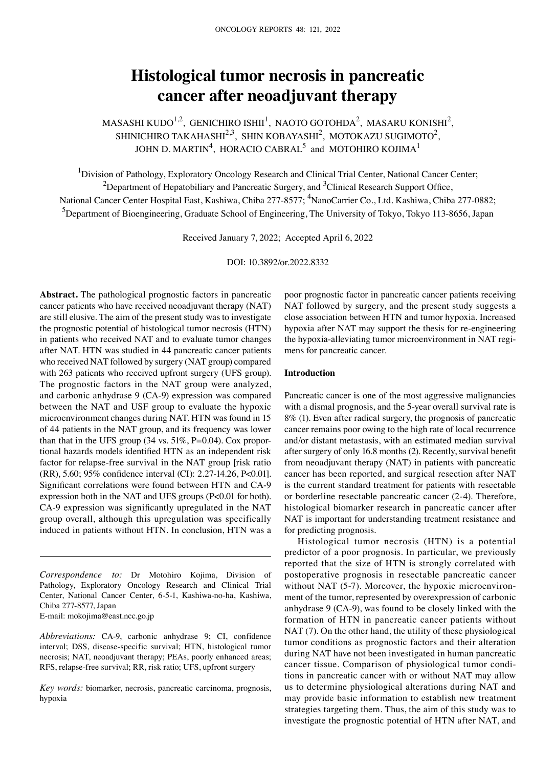# Histological tumor necrosis in pancreatic cancer after neoadjuvant therapy

MASASHI KUDO[1,2], GENICHIRO ISHII[1], NAOTO GOTOHDA[2], MASARU KONISHI[2], SHINICHIRO TAKAHASHI[2,3], SHIN KOBAYASHI[2], MOTOKAZU SUGIMOTO[2], JOHN D. MARTIN[4], HORACIO CABRAL[5] and MOTOHIRO KOJIMA[1]

[1]Division of Pathology, Exploratory Oncology Research and Clinical Trial Center, National Cancer Center; [2]Department of Hepatobiliary and Pancreatic Surgery, and [3]Clinical Research Support Office, National Cancer Center Hospital East, Kashiwa, Chiba 277-8577; [4]NanoCarrier Co., Ltd. Kashiwa, Chiba 277-0882; [5]Department of Bioengineering, Graduate School of Engineering, The University of Tokyo, Tokyo 113-8656, Japan

Received January 7, 2022; Accepted April 6, 2022

DOI: 10.3892/or.2022.8332

**Abstract.** The pathological prognostic factors in pancreatic cancer patients who have received neoadjuvant therapy (NAT) are still elusive. The aim of the present study was to investigate the prognostic potential of histological tumor necrosis (HTN) in patients who received NAT and to evaluate tumor changes after NAT. HTN was studied in 44 pancreatic cancer patients who received NAT followed by surgery (NAT group) compared with 263 patients who received upfront surgery (UFS group). The prognostic factors in the NAT group were analyzed, and carbonic anhydrase 9 (CA-9) expression was compared between the NAT and USF group to evaluate the hypoxic microenvironment changes during NAT. HTN was found in 15 of 44 patients in the NAT group, and its frequency was lower than that in the UFS group (34 vs. 51%, P=0.04). Cox proportional hazards models identified HTN as an independent risk factor for relapse-free survival in the NAT group [risk ratio (RR), 5.60; 95% confidence interval (CI): 2.27-14.26, P<0.01]. Significant correlations were found between HTN and CA-9 expression both in the NAT and UFS groups (P<0.01 for both). CA-9 expression was significantly upregulated in the NAT group overall, although this upregulation was specifically induced in patients without HTN. In conclusion, HTN was a poor prognostic factor in pancreatic cancer patients receiving NAT followed by surgery, and the present study suggests a close association between HTN and tumor hypoxia. Increased hypoxia after NAT may support the thesis for re-engineering the hypoxia-alleviating tumor microenvironment in NAT regimens for pancreatic cancer.

*Correspondence to:* Dr Motohiro Kojima, Division of Pathology, Exploratory Oncology Research and Clinical Trial Center, National Cancer Center, 6-5-1, Kashiwa-no-ha, Kashiwa, Chiba 277-8577, Japan
E-mail: mokojima@east.ncc.go.jp

*Abbreviations:* CA-9, carbonic anhydrase 9; CI, confidence interval; DSS, disease-specific survival; HTN, histological tumor necrosis; NAT, neoadjuvant therapy; PEAs, poorly enhanced areas; RFS, relapse-free survival; RR, risk ratio; UFS, upfront surgery

*Key words:* biomarker, necrosis, pancreatic carcinoma, prognosis, hypoxia

## Introduction

Pancreatic cancer is one of the most aggressive malignancies with a dismal prognosis, and the 5-year overall survival rate is 8% (1). Even after radical surgery, the prognosis of pancreatic cancer remains poor owing to the high rate of local recurrence and/or distant metastasis, with an estimated median survival after surgery of only 16.8 months (2). Recently, survival benefit from neoadjuvant therapy (NAT) in patients with pancreatic cancer has been reported, and surgical resection after NAT is the current standard treatment for patients with resectable or borderline resectable pancreatic cancer (2-4). Therefore, histological biomarker research in pancreatic cancer after NAT is important for understanding treatment resistance and for predicting prognosis.

Histological tumor necrosis (HTN) is a potential predictor of a poor prognosis. In particular, we previously reported that the size of HTN is strongly correlated with postoperative prognosis in resectable pancreatic cancer without NAT (5-7). Moreover, the hypoxic microenvironment of the tumor, represented by overexpression of carbonic anhydrase 9 (CA-9), was found to be closely linked with the formation of HTN in pancreatic cancer patients without NAT (7). On the other hand, the utility of these physiological tumor conditions as prognostic factors and their alteration during NAT have not been investigated in human pancreatic cancer tissue. Comparison of physiological tumor conditions in pancreatic cancer with or without NAT may allow us to determine physiological alterations during NAT and may provide basic information to establish new treatment strategies targeting them. Thus, the aim of this study was to investigate the prognostic potential of HTN after NAT, and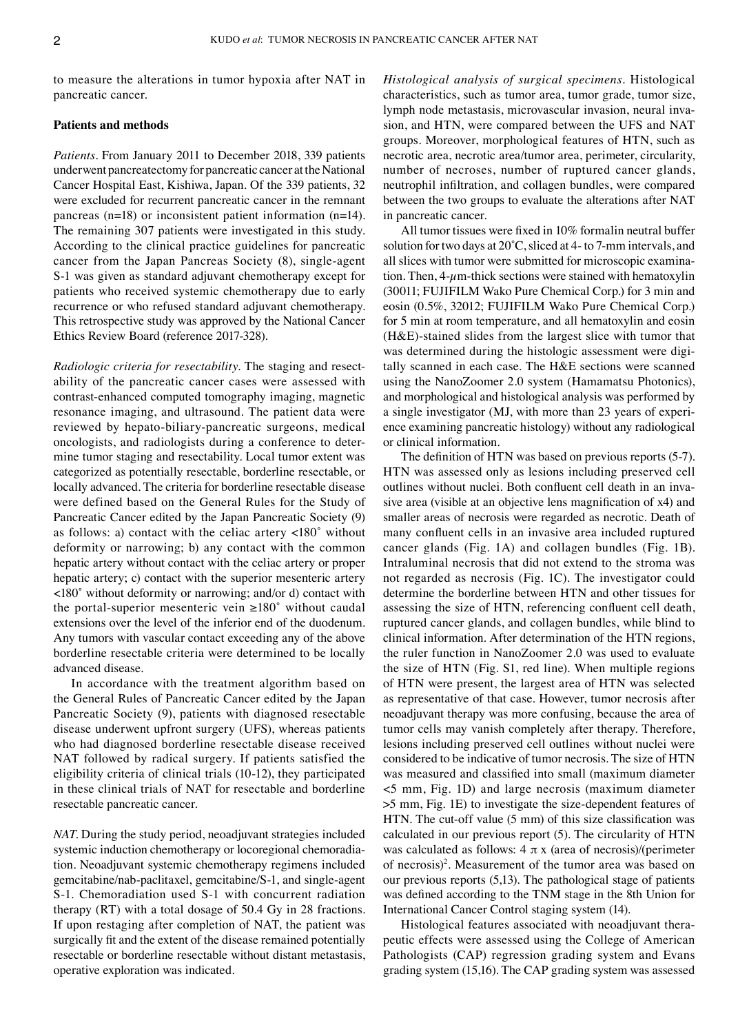to measure the alterations in tumor hypoxia after NAT in pancreatic cancer.

## Patients and methods

*Patients.* From January 2011 to December 2018, 339 patients underwent pancreatectomy for pancreatic cancer at the National Cancer Hospital East, Kishiwa, Japan. Of the 339 patients, 32 were excluded for recurrent pancreatic cancer in the remnant pancreas (n=18) or inconsistent patient information (n=14). The remaining 307 patients were investigated in this study. According to the clinical practice guidelines for pancreatic cancer from the Japan Pancreas Society (8), single-agent S-1 was given as standard adjuvant chemotherapy except for patients who received systemic chemotherapy due to early recurrence or who refused standard adjuvant chemotherapy. This retrospective study was approved by the National Cancer Ethics Review Board (reference 2017-328).

*Radiologic criteria for resectability.* The staging and resectability of the pancreatic cancer cases were assessed with contrast-enhanced computed tomography imaging, magnetic resonance imaging, and ultrasound. The patient data were reviewed by hepato-biliary-pancreatic surgeons, medical oncologists, and radiologists during a conference to determine tumor staging and resectability. Local tumor extent was categorized as potentially resectable, borderline resectable, or locally advanced. The criteria for borderline resectable disease were defined based on the General Rules for the Study of Pancreatic Cancer edited by the Japan Pancreatic Society (9) as follows: a) contact with the celiac artery <180˚ without deformity or narrowing; b) any contact with the common hepatic artery without contact with the celiac artery or proper hepatic artery; c) contact with the superior mesenteric artery <180˚ without deformity or narrowing; and/or d) contact with the portal-superior mesenteric vein ≥180˚ without caudal extensions over the level of the inferior end of the duodenum. Any tumors with vascular contact exceeding any of the above borderline resectable criteria were determined to be locally advanced disease.

In accordance with the treatment algorithm based on the General Rules of Pancreatic Cancer edited by the Japan Pancreatic Society (9), patients with diagnosed resectable disease underwent upfront surgery (UFS), whereas patients who had diagnosed borderline resectable disease received NAT followed by radical surgery. If patients satisfied the eligibility criteria of clinical trials (10-12), they participated in these clinical trials of NAT for resectable and borderline resectable pancreatic cancer.

*NAT.* During the study period, neoadjuvant strategies included systemic induction chemotherapy or locoregional chemoradiation. Neoadjuvant systemic chemotherapy regimens included gemcitabine/nab-paclitaxel, gemcitabine/S-1, and single-agent S-1. Chemoradiation used S-1 with concurrent radiation therapy (RT) with a total dosage of 50.4 Gy in 28 fractions. If upon restaging after completion of NAT, the patient was surgically fit and the extent of the disease remained potentially resectable or borderline resectable without distant metastasis, operative exploration was indicated.

*Histological analysis of surgical specimens.* Histological characteristics, such as tumor area, tumor grade, tumor size, lymph node metastasis, microvascular invasion, neural invasion, and HTN, were compared between the UFS and NAT groups. Moreover, morphological features of HTN, such as necrotic area, necrotic area/tumor area, perimeter, circularity, number of necroses, number of ruptured cancer glands, neutrophil infiltration, and collagen bundles, were compared between the two groups to evaluate the alterations after NAT in pancreatic cancer.

All tumor tissues were fixed in 10% formalin neutral buffer solution for two days at 20˚C, sliced at 4- to 7-mm intervals, and all slices with tumor were submitted for microscopic examination. Then, 4-$\mu$m-thick sections were stained with hematoxylin (30011; FUJIFILM Wako Pure Chemical Corp.) for 3 min and eosin (0.5%, 32012; FUJIFILM Wako Pure Chemical Corp.) for 5 min at room temperature, and all hematoxylin and eosin (H&E)-stained slides from the largest slice with tumor that was determined during the histologic assessment were digitally scanned in each case. The H&E sections were scanned using the NanoZoomer 2.0 system (Hamamatsu Photonics), and morphological and histological analysis was performed by a single investigator (MJ, with more than 23 years of experience examining pancreatic histology) without any radiological or clinical information.

The definition of HTN was based on previous reports (5-7). HTN was assessed only as lesions including preserved cell outlines without nuclei. Both confluent cell death in an invasive area (visible at an objective lens magnification of x4) and smaller areas of necrosis were regarded as necrotic. Death of many confluent cells in an invasive area included ruptured cancer glands (Fig. 1A) and collagen bundles (Fig. 1B). Intraluminal necrosis that did not extend to the stroma was not regarded as necrosis (Fig. 1C). The investigator could determine the borderline between HTN and other tissues for assessing the size of HTN, referencing confluent cell death, ruptured cancer glands, and collagen bundles, while blind to clinical information. After determination of the HTN regions, the ruler function in NanoZoomer 2.0 was used to evaluate the size of HTN (Fig. S1, red line). When multiple regions of HTN were present, the largest area of HTN was selected as representative of that case. However, tumor necrosis after neoadjuvant therapy was more confusing, because the area of tumor cells may vanish completely after therapy. Therefore, lesions including preserved cell outlines without nuclei were considered to be indicative of tumor necrosis. The size of HTN was measured and classified into small (maximum diameter <5 mm, Fig. 1D) and large necrosis (maximum diameter >5 mm, Fig. 1E) to investigate the size-dependent features of HTN. The cut-off value (5 mm) of this size classification was calculated in our previous report (5). The circularity of HTN was calculated as follows: $4 \pi \times$ (area of necrosis)/(perimeter of necrosis)$^2$. Measurement of the tumor area was based on our previous reports (5,13). The pathological stage of patients was defined according to the TNM stage in the 8th Union for International Cancer Control staging system (14).

Histological features associated with neoadjuvant therapeutic effects were assessed using the College of American Pathologists (CAP) regression grading system and Evans grading system (15,16). The CAP grading system was assessed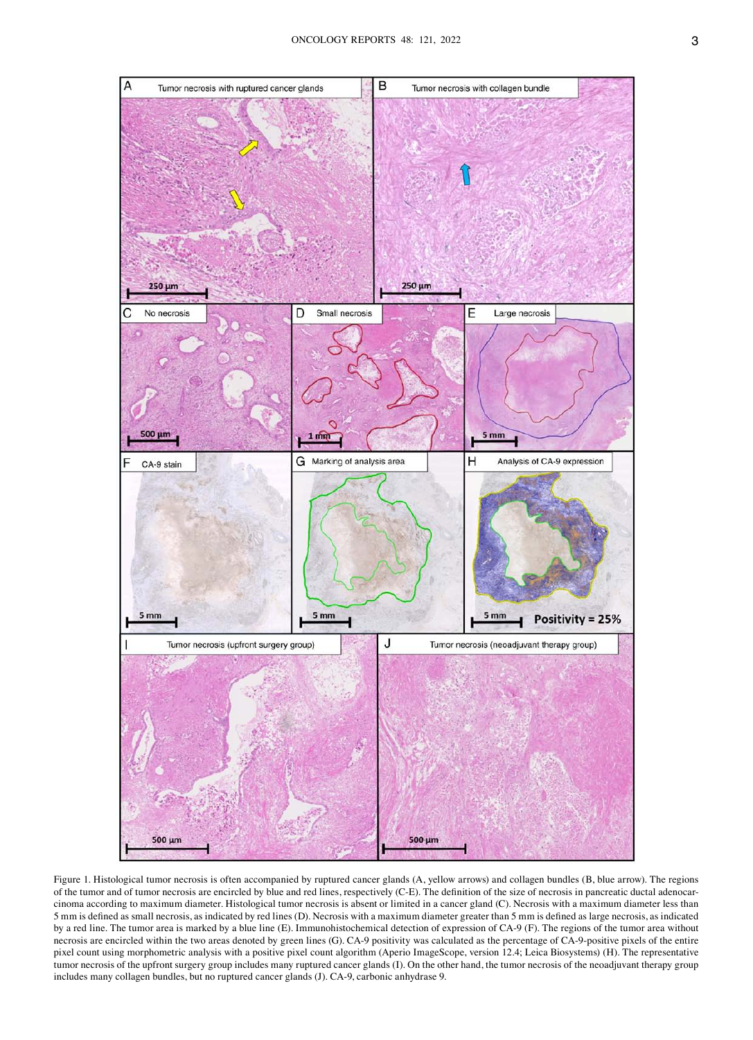Figure 1. Histological tumor necrosis is often accompanied by ruptured cancer glands (A, yellow arrows) and collagen bundles (B, blue arrow). The regions of the tumor and of tumor necrosis are encircled by blue and red lines, respectively (C-E). The definition of the size of necrosis in pancreatic ductal adenocarcinoma according to maximum diameter. Histological tumor necrosis is absent or limited in a cancer gland (C). Necrosis with a maximum diameter less than 5 mm is defined as small necrosis, as indicated by red lines (D). Necrosis with a maximum diameter greater than 5 mm is defined as large necrosis, as indicated by a red line. The tumor area is marked by a blue line (E). Immunohistochemical detection of expression of CA-9 (F). The regions of the tumor area without necrosis are encircled within the two areas denoted by green lines (G). CA-9 positivity was calculated as the percentage of CA-9-positive pixels of the entire pixel count using morphometric analysis with a positive pixel count algorithm (Aperio ImageScope, version 12.4; Leica Biosystems) (H). The representative tumor necrosis of the upfront surgery group includes many ruptured cancer glands (I). On the other hand, the tumor necrosis of the neoadjuvant therapy group includes many collagen bundles, but no ruptured cancer glands (J). CA-9, carbonic anhydrase 9.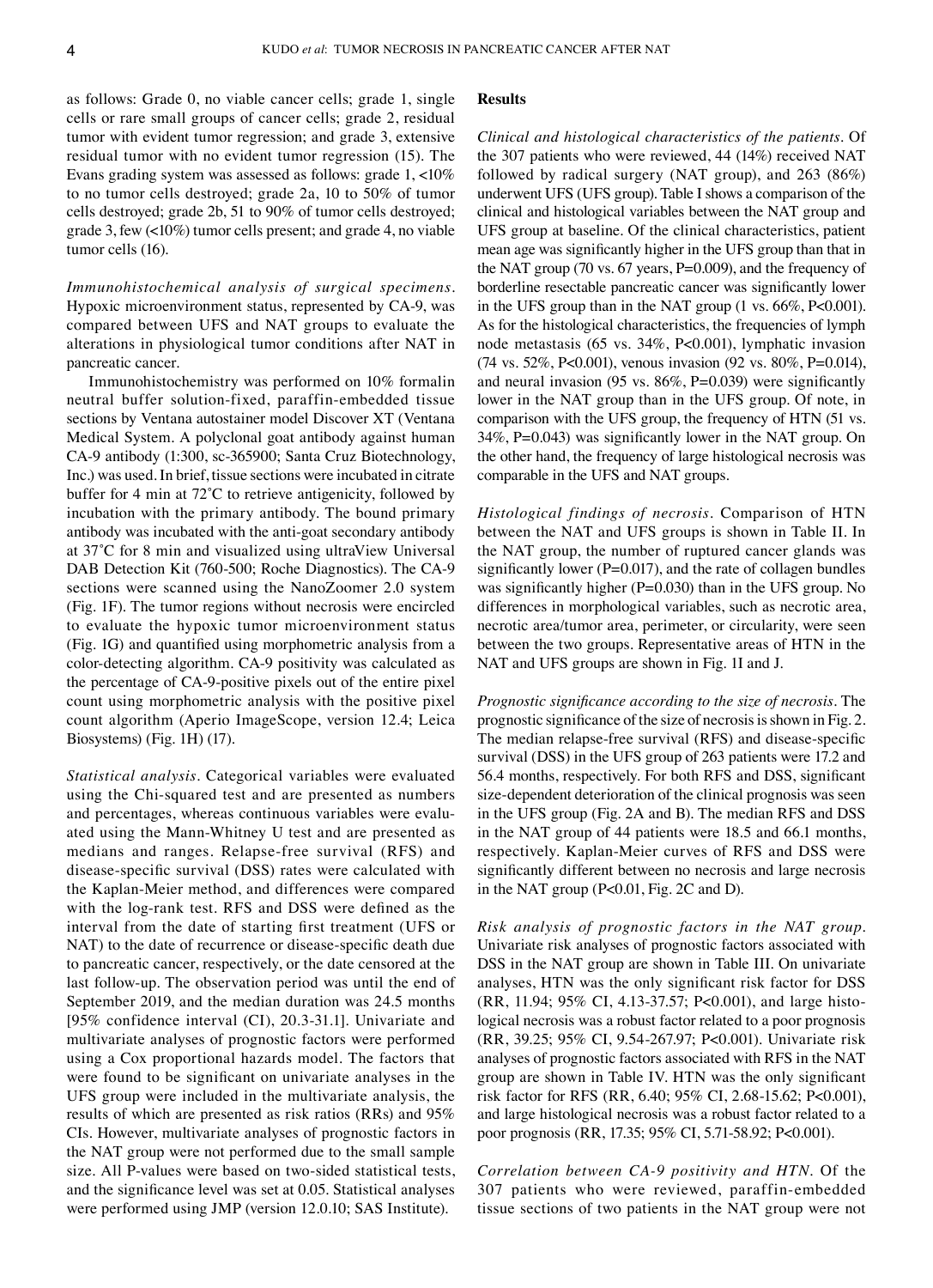as follows: Grade 0, no viable cancer cells; grade 1, single cells or rare small groups of cancer cells; grade 2, residual tumor with evident tumor regression; and grade 3, extensive residual tumor with no evident tumor regression (15). The Evans grading system was assessed as follows: grade 1, <10% to no tumor cells destroyed; grade 2a, 10 to 50% of tumor cells destroyed; grade 2b, 51 to 90% of tumor cells destroyed; grade 3, few (<10%) tumor cells present; and grade 4, no viable tumor cells (16).

*Immunohistochemical analysis of surgical specimens.* Hypoxic microenvironment status, represented by CA-9, was compared between UFS and NAT groups to evaluate the alterations in physiological tumor conditions after NAT in pancreatic cancer.

Immunohistochemistry was performed on 10% formalin neutral buffer solution-fixed, paraffin-embedded tissue sections by Ventana autostainer model Discover XT (Ventana Medical System. A polyclonal goat antibody against human CA-9 antibody (1:300, sc-365900; Santa Cruz Biotechnology, Inc.) was used. In brief, tissue sections were incubated in citrate buffer for 4 min at 72˚C to retrieve antigenicity, followed by incubation with the primary antibody. The bound primary antibody was incubated with the anti-goat secondary antibody at 37˚C for 8 min and visualized using ultraView Universal DAB Detection Kit (760-500; Roche Diagnostics). The CA-9 sections were scanned using the NanoZoomer 2.0 system (Fig. 1F). The tumor regions without necrosis were encircled to evaluate the hypoxic tumor microenvironment status (Fig. 1G) and quantified using morphometric analysis from a color-detecting algorithm. CA-9 positivity was calculated as the percentage of CA-9-positive pixels out of the entire pixel count using morphometric analysis with the positive pixel count algorithm (Aperio ImageScope, version 12.4; Leica Biosystems) (Fig. 1H) (17).

*Statistical analysis.* Categorical variables were evaluated using the Chi-squared test and are presented as numbers and percentages, whereas continuous variables were evaluated using the Mann-Whitney U test and are presented as medians and ranges. Relapse-free survival (RFS) and disease-specific survival (DSS) rates were calculated with the Kaplan-Meier method, and differences were compared with the log-rank test. RFS and DSS were defined as the interval from the date of starting first treatment (UFS or NAT) to the date of recurrence or disease-specific death due to pancreatic cancer, respectively, or the date censored at the last follow-up. The observation period was until the end of September 2019, and the median duration was 24.5 months [95% confidence interval (CI), 20.3-31.1]. Univariate and multivariate analyses of prognostic factors were performed using a Cox proportional hazards model. The factors that were found to be significant on univariate analyses in the UFS group were included in the multivariate analysis, the results of which are presented as risk ratios (RRs) and 95% CIs. However, multivariate analyses of prognostic factors in the NAT group were not performed due to the small sample size. All P-values were based on two-sided statistical tests, and the significance level was set at 0.05. Statistical analyses were performed using JMP (version 12.0.10; SAS Institute).

## Results

*Clinical and histological characteristics of the patients.* Of the 307 patients who were reviewed, 44 (14%) received NAT followed by radical surgery (NAT group), and 263 (86%) underwent UFS (UFS group). Table I shows a comparison of the clinical and histological variables between the NAT group and UFS group at baseline. Of the clinical characteristics, patient mean age was significantly higher in the UFS group than that in the NAT group (70 vs. 67 years, P=0.009), and the frequency of borderline resectable pancreatic cancer was significantly lower in the UFS group than in the NAT group (1 vs. 66%, P<0.001). As for the histological characteristics, the frequencies of lymph node metastasis (65 vs. 34%, P<0.001), lymphatic invasion (74 vs. 52%, P<0.001), venous invasion (92 vs. 80%, P=0.014), and neural invasion (95 vs. 86%, P=0.039) were significantly lower in the NAT group than in the UFS group. Of note, in comparison with the UFS group, the frequency of HTN (51 vs. 34%, P=0.043) was significantly lower in the NAT group. On the other hand, the frequency of large histological necrosis was comparable in the UFS and NAT groups.

*Histological findings of necrosis.* Comparison of HTN between the NAT and UFS groups is shown in Table II. In the NAT group, the number of ruptured cancer glands was significantly lower (P=0.017), and the rate of collagen bundles was significantly higher (P=0.030) than in the UFS group. No differences in morphological variables, such as necrotic area, necrotic area/tumor area, perimeter, or circularity, were seen between the two groups. Representative areas of HTN in the NAT and UFS groups are shown in Fig. 1I and J.

*Prognostic significance according to the size of necrosis.* The prognostic significance of the size of necrosis is shown in Fig. 2. The median relapse-free survival (RFS) and disease-specific survival (DSS) in the UFS group of 263 patients were 17.2 and 56.4 months, respectively. For both RFS and DSS, significant size-dependent deterioration of the clinical prognosis was seen in the UFS group (Fig. 2A and B). The median RFS and DSS in the NAT group of 44 patients were 18.5 and 66.1 months, respectively. Kaplan-Meier curves of RFS and DSS were significantly different between no necrosis and large necrosis in the NAT group (P<0.01, Fig. 2C and D).

*Risk analysis of prognostic factors in the NAT group.* Univariate risk analyses of prognostic factors associated with DSS in the NAT group are shown in Table III. On univariate analyses, HTN was the only significant risk factor for DSS (RR, 11.94; 95% CI, 4.13-37.57; P<0.001), and large histological necrosis was a robust factor related to a poor prognosis (RR, 39.25; 95% CI, 9.54-267.97; P<0.001). Univariate risk analyses of prognostic factors associated with RFS in the NAT group are shown in Table IV. HTN was the only significant risk factor for RFS (RR, 6.40; 95% CI, 2.68-15.62; P<0.001), and large histological necrosis was a robust factor related to a poor prognosis (RR, 17.35; 95% CI, 5.71-58.92; P<0.001).

*Correlation between CA-9 positivity and HTN.* Of the 307 patients who were reviewed, paraffin-embedded tissue sections of two patients in the NAT group were not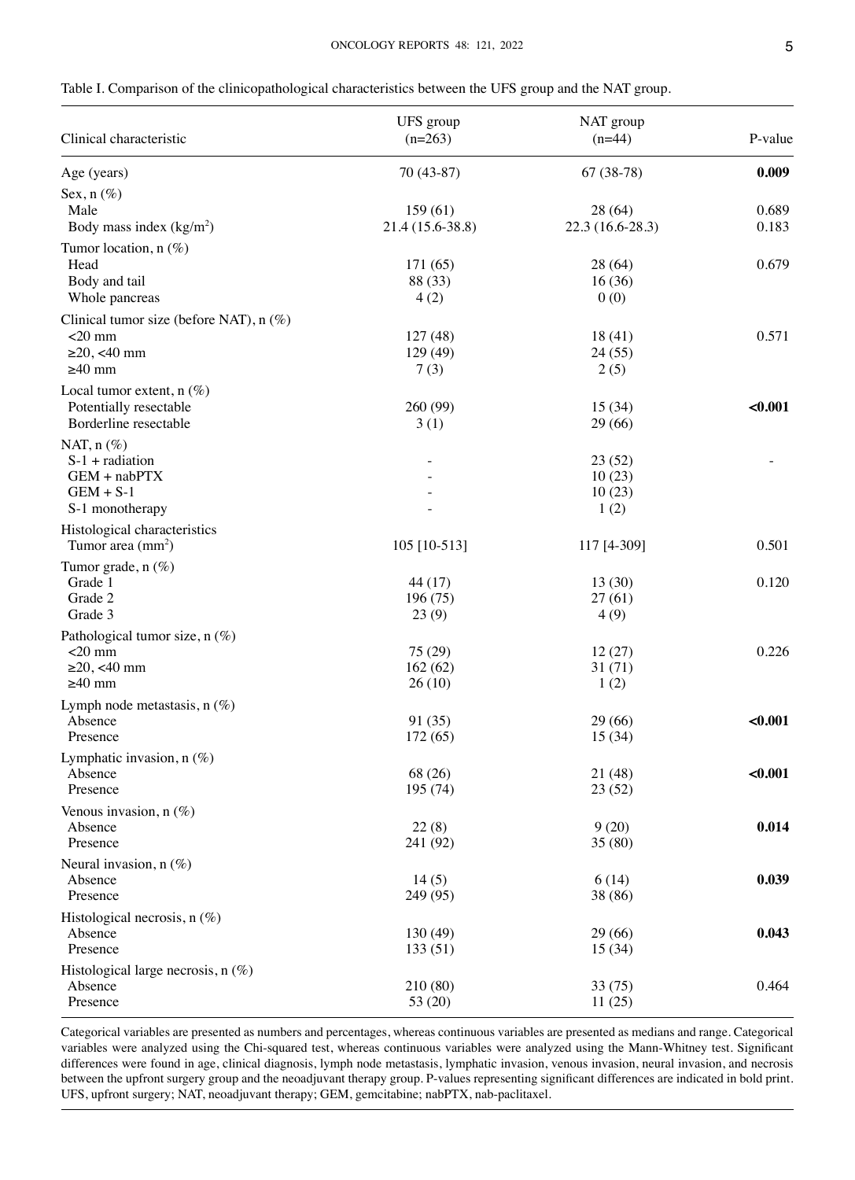Table I. Comparison of the clinicopathological characteristics between the UFS group and the NAT group.

| Clinical characteristic | UFS group (n=263) | NAT group (n=44) | P-value |
|---|---|---|---|
| Age (years) | 70 (43-87) | 67 (38-78) | **0.009** |
| Sex, n (%) | | | |
| Male | 159 (61) | 28 (64) | 0.689 |
| Body mass index (kg/m$^2$) | 21.4 (15.6-38.8) | 22.3 (16.6-28.3) | 0.183 |
| Tumor location, n (%) | | | |
| Head | 171 (65) | 28 (64) | 0.679 |
| Body and tail | 88 (33) | 16 (36) | |
| Whole pancreas | 4 (2) | 0 (0) | |
| Clinical tumor size (before NAT), n (%) | | | |
| <20 mm | 127 (48) | 18 (41) | 0.571 |
| ≥20, <40 mm | 129 (49) | 24 (55) | |
| ≥40 mm | 7 (3) | 2 (5) | |
| Local tumor extent, n (%) | | | |
| Potentially resectable | 260 (99) | 15 (34) | **<0.001** |
| Borderline resectable | 3 (1) | 29 (66) | |
| NAT, n (%) | | | |
| S-1 + radiation | - | 23 (52) | - |
| GEM + nabPTX | - | 10 (23) | |
| GEM + S-1 | - | 10 (23) | |
| S-1 monotherapy | - | 1 (2) | |
| Histological characteristics | | | |
| Tumor area (mm$^2$) | 105 [10-513] | 117 [4-309] | 0.501 |
| Tumor grade, n (%) | | | |
| Grade 1 | 44 (17) | 13 (30) | 0.120 |
| Grade 2 | 196 (75) | 27 (61) | |
| Grade 3 | 23 (9) | 4 (9) | |
| Pathological tumor size, n (%) | | | |
| <20 mm | 75 (29) | 12 (27) | 0.226 |
| ≥20, <40 mm | 162 (62) | 31 (71) | |
| ≥40 mm | 26 (10) | 1 (2) | |
| Lymph node metastasis, n (%) | | | |
| Absence | 91 (35) | 29 (66) | **<0.001** |
| Presence | 172 (65) | 15 (34) | |
| Lymphatic invasion, n (%) | | | |
| Absence | 68 (26) | 21 (48) | **<0.001** |
| Presence | 195 (74) | 23 (52) | |
| Venous invasion, n (%) | | | |
| Absence | 22 (8) | 9 (20) | **0.014** |
| Presence | 241 (92) | 35 (80) | |
| Neural invasion, n (%) | | | |
| Absence | 14 (5) | 6 (14) | **0.039** |
| Presence | 249 (95) | 38 (86) | |
| Histological necrosis, n (%) | | | |
| Absence | 130 (49) | 29 (66) | **0.043** |
| Presence | 133 (51) | 15 (34) | |
| Histological large necrosis, n (%) | | | |
| Absence | 210 (80) | 33 (75) | 0.464 |
| Presence | 53 (20) | 11 (25) | |

Categorical variables are presented as numbers and percentages, whereas continuous variables are presented as medians and range. Categorical variables were analyzed using the Chi-squared test, whereas continuous variables were analyzed using the Mann-Whitney test. Significant differences were found in age, clinical diagnosis, lymph node metastasis, lymphatic invasion, venous invasion, neural invasion, and necrosis between the upfront surgery group and the neoadjuvant therapy group. P-values representing significant differences are indicated in bold print. UFS, upfront surgery; NAT, neoadjuvant therapy; GEM, gemcitabine; nabPTX, nab-paclitaxel.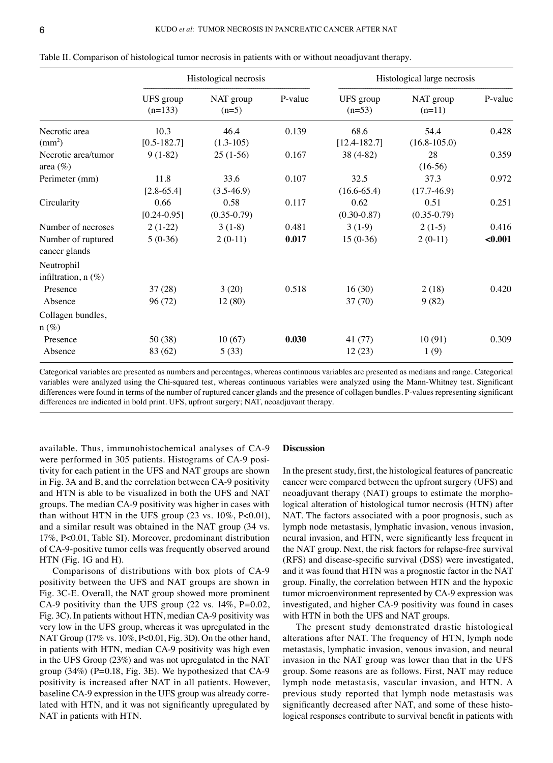Table II. Comparison of histological tumor necrosis in patients with or without neoadjuvant therapy.

| | Histological necrosis | | | Histological large necrosis | | |
|---|---|---|---|---|---|---|
| | UFS group (n=133) | NAT group (n=5) | P-value | UFS group (n=53) | NAT group (n=11) | P-value |
| Necrotic area ($mm^2$) | 10.3 [0.5-182.7] | 46.4 (1.3-105) | 0.139 | 68.6 [12.4-182.7] | 54.4 (16.8-105.0) | 0.428 |
| Necrotic area/tumor area (%) | 9 (1-82) | 25 (1-56) | 0.167 | 38 (4-82) | 28 (16-56) | 0.359 |
| Perimeter (mm) | 11.8 [2.8-65.4] | 33.6 (3.5-46.9) | 0.107 | 32.5 (16.6-65.4) | 37.3 (17.7-46.9) | 0.972 |
| Circularity | 0.66 [0.24-0.95] | 0.58 (0.35-0.79) | 0.117 | 0.62 (0.30-0.87) | 0.51 (0.35-0.79) | 0.251 |
| Number of necroses | 2 (1-22) | 3 (1-8) | 0.481 | 3 (1-9) | 2 (1-5) | 0.416 |
| Number of ruptured cancer glands | 5 (0-36) | 2 (0-11) | **0.017** | 15 (0-36) | 2 (0-11) | **<0.001** |
| Neutrophil infiltration, n (%) | | | | | | |
| Presence | 37 (28) | 3 (20) | 0.518 | 16 (30) | 2 (18) | 0.420 |
| Absence | 96 (72) | 12 (80) | | 37 (70) | 9 (82) | |
| Collagen bundles, n (%) | | | | | | |
| Presence | 50 (38) | 10 (67) | **0.030** | 41 (77) | 10 (91) | 0.309 |
| Absence | 83 (62) | 5 (33) | | 12 (23) | 1 (9) | |

Categorical variables are presented as numbers and percentages, whereas continuous variables are presented as medians and range. Categorical variables were analyzed using the Chi-squared test, whereas continuous variables were analyzed using the Mann-Whitney test. Significant differences were found in terms of the number of ruptured cancer glands and the presence of collagen bundles. P-values representing significant differences are indicated in bold print. UFS, upfront surgery; NAT, neoadjuvant therapy.

available. Thus, immunohistochemical analyses of CA-9 were performed in 305 patients. Histograms of CA-9 positivity for each patient in the UFS and NAT groups are shown in Fig. 3A and B, and the correlation between CA-9 positivity and HTN is able to be visualized in both the UFS and NAT groups. The median CA-9 positivity was higher in cases with than without HTN in the UFS group (23 vs. 10%, P<0.01), and a similar result was obtained in the NAT group (34 vs. 17%, P<0.01, Table SI). Moreover, predominant distribution of CA-9-positive tumor cells was frequently observed around HTN (Fig. 1G and H).

Comparisons of distributions with box plots of CA-9 positivity between the UFS and NAT groups are shown in Fig. 3C-E. Overall, the NAT group showed more prominent CA-9 positivity than the UFS group (22 vs. 14%, P=0.02, Fig. 3C). In patients without HTN, median CA-9 positivity was very low in the UFS group, whereas it was upregulated in the NAT Group (17% vs. 10%, P<0.01, Fig. 3D). On the other hand, in patients with HTN, median CA-9 positivity was high even in the UFS Group (23%) and was not upregulated in the NAT group (34%) (P=0.18, Fig. 3E). We hypothesized that CA-9 positivity is increased after NAT in all patients. However, baseline CA-9 expression in the UFS group was already correlated with HTN, and it was not significantly upregulated by NAT in patients with HTN.

## Discussion

In the present study, first, the histological features of pancreatic cancer were compared between the upfront surgery (UFS) and neoadjuvant therapy (NAT) groups to estimate the morphological alteration of histological tumor necrosis (HTN) after NAT. The factors associated with a poor prognosis, such as lymph node metastasis, lymphatic invasion, venous invasion, neural invasion, and HTN, were significantly less frequent in the NAT group. Next, the risk factors for relapse-free survival (RFS) and disease-specific survival (DSS) were investigated, and it was found that HTN was a prognostic factor in the NAT group. Finally, the correlation between HTN and the hypoxic tumor microenvironment represented by CA-9 expression was investigated, and higher CA-9 positivity was found in cases with HTN in both the UFS and NAT groups.

The present study demonstrated drastic histological alterations after NAT. The frequency of HTN, lymph node metastasis, lymphatic invasion, venous invasion, and neural invasion in the NAT group was lower than that in the UFS group. Some reasons are as follows. First, NAT may reduce lymph node metastasis, vascular invasion, and HTN. A previous study reported that lymph node metastasis was significantly decreased after NAT, and some of these histological responses contribute to survival benefit in patients with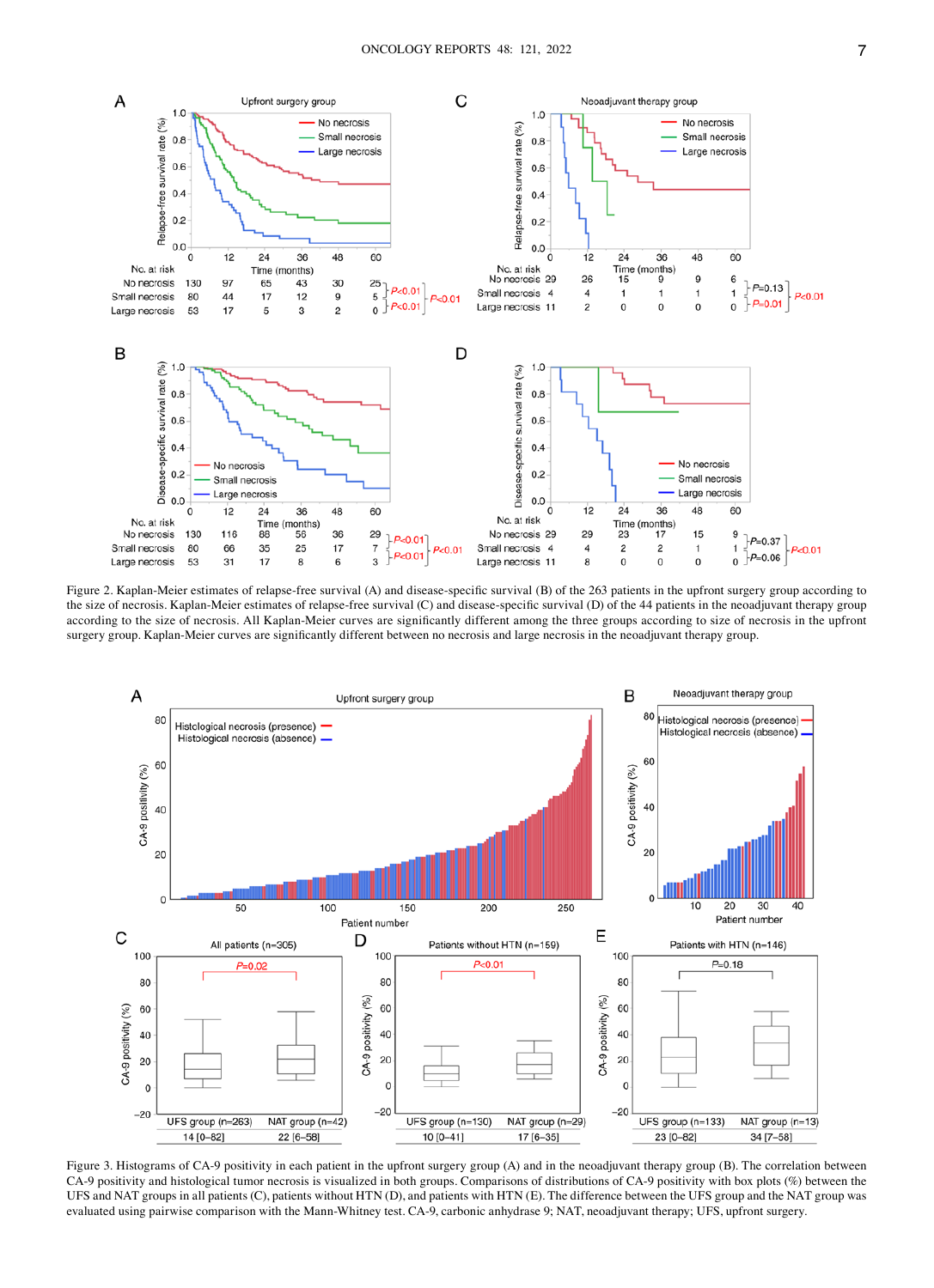Figure 2. Kaplan-Meier estimates of relapse-free survival (A) and disease-specific survival (B) of the 263 patients in the upfront surgery group according to the size of necrosis. Kaplan-Meier estimates of relapse-free survival (C) and disease-specific survival (D) of the 44 patients in the neoadjuvant therapy group according to the size of necrosis. All Kaplan-Meier curves are significantly different among the three groups according to size of necrosis in the upfront surgery group. Kaplan-Meier curves are significantly different between no necrosis and large necrosis in the neoadjuvant therapy group.

Figure 3. Histograms of CA-9 positivity in each patient in the upfront surgery group (A) and in the neoadjuvant therapy group (B). The correlation between CA-9 positivity and histological tumor necrosis is visualized in both groups. Comparisons of distributions of CA-9 positivity with box plots (%) between the UFS and NAT groups in all patients (C), patients without HTN (D), and patients with HTN (E). The difference between the UFS group and the NAT group was evaluated using pairwise comparison with the Mann-Whitney test. CA-9, carbonic anhydrase 9; NAT, neoadjuvant therapy; UFS, upfront surgery.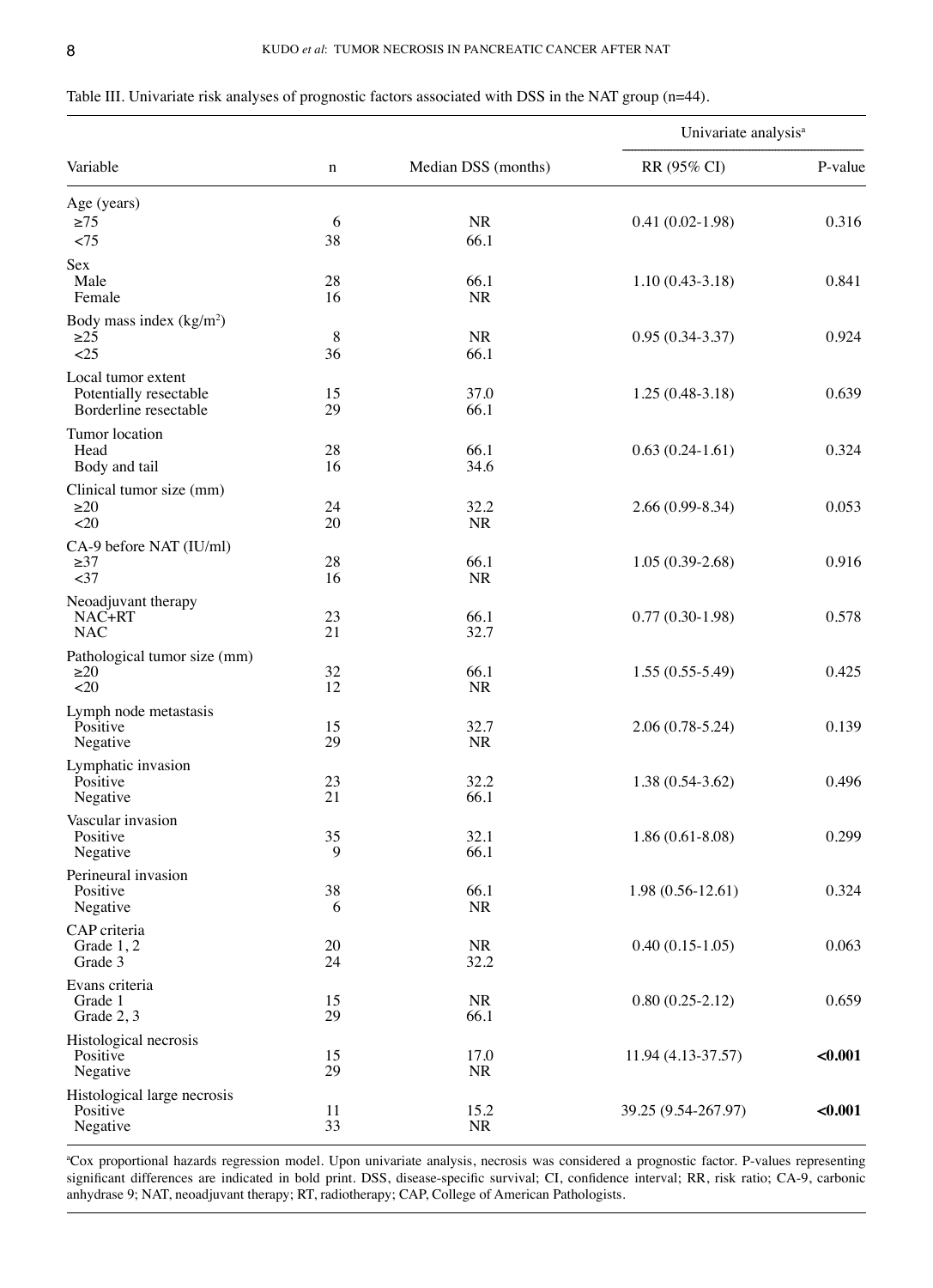Table III. Univariate risk analyses of prognostic factors associated with DSS in the NAT group (n=44).

| Variable | n | Median DSS (months) | Univariate analysis[a] | |
|---|---|---|---|---|
| | | | RR (95% CI) | P-value |
| Age (years) | | | | |
| ≥75 | 6 | NR | 0.41 (0.02-1.98) | 0.316 |
| <75 | 38 | 66.1 | | |
| Sex | | | | |
| Male | 28 | 66.1 | 1.10 (0.43-3.18) | 0.841 |
| Female | 16 | NR | | |
| Body mass index (kg/m$^2$) | | | | |
| ≥25 | 8 | NR | 0.95 (0.34-3.37) | 0.924 |
| <25 | 36 | 66.1 | | |
| Local tumor extent | | | | |
| Potentially resectable | 15 | 37.0 | 1.25 (0.48-3.18) | 0.639 |
| Borderline resectable | 29 | 66.1 | | |
| Tumor location | | | | |
| Head | 28 | 66.1 | 0.63 (0.24-1.61) | 0.324 |
| Body and tail | 16 | 34.6 | | |
| Clinical tumor size (mm) | | | | |
| ≥20 | 24 | 32.2 | 2.66 (0.99-8.34) | 0.053 |
| <20 | 20 | NR | | |
| CA-9 before NAT (IU/ml) | | | | |
| ≥37 | 28 | 66.1 | 1.05 (0.39-2.68) | 0.916 |
| <37 | 16 | NR | | |
| Neoadjuvant therapy | | | | |
| NAC+RT | 23 | 66.1 | 0.77 (0.30-1.98) | 0.578 |
| NAC | 21 | 32.7 | | |
| Pathological tumor size (mm) | | | | |
| ≥20 | 32 | 66.1 | 1.55 (0.55-5.49) | 0.425 |
| <20 | 12 | NR | | |
| Lymph node metastasis | | | | |
| Positive | 15 | 32.7 | 2.06 (0.78-5.24) | 0.139 |
| Negative | 29 | NR | | |
| Lymphatic invasion | | | | |
| Positive | 23 | 32.2 | 1.38 (0.54-3.62) | 0.496 |
| Negative | 21 | 66.1 | | |
| Vascular invasion | | | | |
| Positive | 35 | 32.1 | 1.86 (0.61-8.08) | 0.299 |
| Negative | 9 | 66.1 | | |
| Perineural invasion | | | | |
| Positive | 38 | 66.1 | 1.98 (0.56-12.61) | 0.324 |
| Negative | 6 | NR | | |
| CAP criteria | | | | |
| Grade 1, 2 | 20 | NR | 0.40 (0.15-1.05) | 0.063 |
| Grade 3 | 24 | 32.2 | | |
| Evans criteria | | | | |
| Grade 1 | 15 | NR | 0.80 (0.25-2.12) | 0.659 |
| Grade 2, 3 | 29 | 66.1 | | |
| Histological necrosis | | | | |
| Positive | 15 | 17.0 | 11.94 (4.13-37.57) | **<0.001** |
| Negative | 29 | NR | | |
| Histological large necrosis | | | | |
| Positive | 11 | 15.2 | 39.25 (9.54-267.97) | **<0.001** |
| Negative | 33 | NR | | |

[a]Cox proportional hazards regression model. Upon univariate analysis, necrosis was considered a prognostic factor. P-values representing significant differences are indicated in bold print. DSS, disease-specific survival; CI, confidence interval; RR, risk ratio; CA-9, carbonic anhydrase 9; NAT, neoadjuvant therapy; RT, radiotherapy; CAP, College of American Pathologists.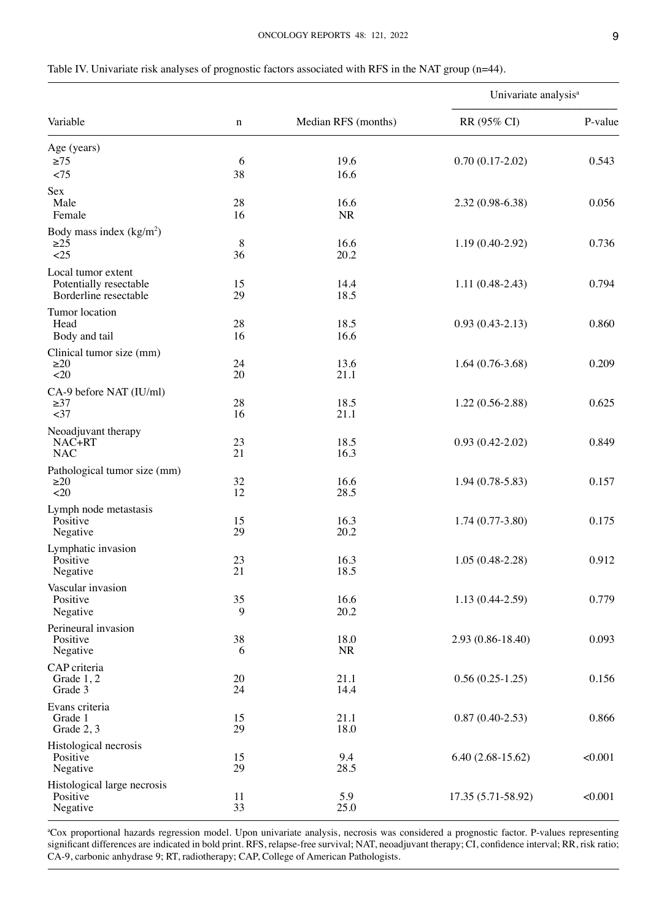Table IV. Univariate risk analyses of prognostic factors associated with RFS in the NAT group (n=44).

| Variable | n | Median RFS (months) | Univariate analysis[a] | |
|---|---|---|---|---|
| | | | RR (95% CI) | P-value |
| Age (years) | | | | |
| ≥75 | 6 | 19.6 | 0.70 (0.17-2.02) | 0.543 |
| <75 | 38 | 16.6 | | |
| Sex | | | | |
| Male | 28 | 16.6 | 2.32 (0.98-6.38) | 0.056 |
| Female | 16 | NR | | |
| Body mass index (kg/m$^2$) | | | | |
| ≥25 | 8 | 16.6 | 1.19 (0.40-2.92) | 0.736 |
| <25 | 36 | 20.2 | | |
| Local tumor extent | | | | |
| Potentially resectable | 15 | 14.4 | 1.11 (0.48-2.43) | 0.794 |
| Borderline resectable | 29 | 18.5 | | |
| Tumor location | | | | |
| Head | 28 | 18.5 | 0.93 (0.43-2.13) | 0.860 |
| Body and tail | 16 | 16.6 | | |
| Clinical tumor size (mm) | | | | |
| ≥20 | 24 | 13.6 | 1.64 (0.76-3.68) | 0.209 |
| <20 | 20 | 21.1 | | |
| CA-9 before NAT (IU/ml) | | | | |
| ≥37 | 28 | 18.5 | 1.22 (0.56-2.88) | 0.625 |
| <37 | 16 | 21.1 | | |
| Neoadjuvant therapy | | | | |
| NAC+RT | 23 | 18.5 | 0.93 (0.42-2.02) | 0.849 |
| NAC | 21 | 16.3 | | |
| Pathological tumor size (mm) | | | | |
| ≥20 | 32 | 16.6 | 1.94 (0.78-5.83) | 0.157 |
| <20 | 12 | 28.5 | | |
| Lymph node metastasis | | | | |
| Positive | 15 | 16.3 | 1.74 (0.77-3.80) | 0.175 |
| Negative | 29 | 20.2 | | |
| Lymphatic invasion | | | | |
| Positive | 23 | 16.3 | 1.05 (0.48-2.28) | 0.912 |
| Negative | 21 | 18.5 | | |
| Vascular invasion | | | | |
| Positive | 35 | 16.6 | 1.13 (0.44-2.59) | 0.779 |
| Negative | 9 | 20.2 | | |
| Perineural invasion | | | | |
| Positive | 38 | 18.0 | 2.93 (0.86-18.40) | 0.093 |
| Negative | 6 | NR | | |
| CAP criteria | | | | |
| Grade 1, 2 | 20 | 21.1 | 0.56 (0.25-1.25) | 0.156 |
| Grade 3 | 24 | 14.4 | | |
| Evans criteria | | | | |
| Grade 1 | 15 | 21.1 | 0.87 (0.40-2.53) | 0.866 |
| Grade 2, 3 | 29 | 18.0 | | |
| Histological necrosis | | | | |
| Positive | 15 | 9.4 | 6.40 (2.68-15.62) | **<0.001** |
| Negative | 29 | 28.5 | | |
| Histological large necrosis | | | | |
| Positive | 11 | 5.9 | 17.35 (5.71-58.92) | **<0.001** |
| Negative | 33 | 25.0 | | |

[a]Cox proportional hazards regression model. Upon univariate analysis, necrosis was considered a prognostic factor. P-values representing significant differences are indicated in bold print. RFS, relapse-free survival; NAT, neoadjuvant therapy; CI, confidence interval; RR, risk ratio; CA-9, carbonic anhydrase 9; RT, radiotherapy; CAP, College of American Pathologists.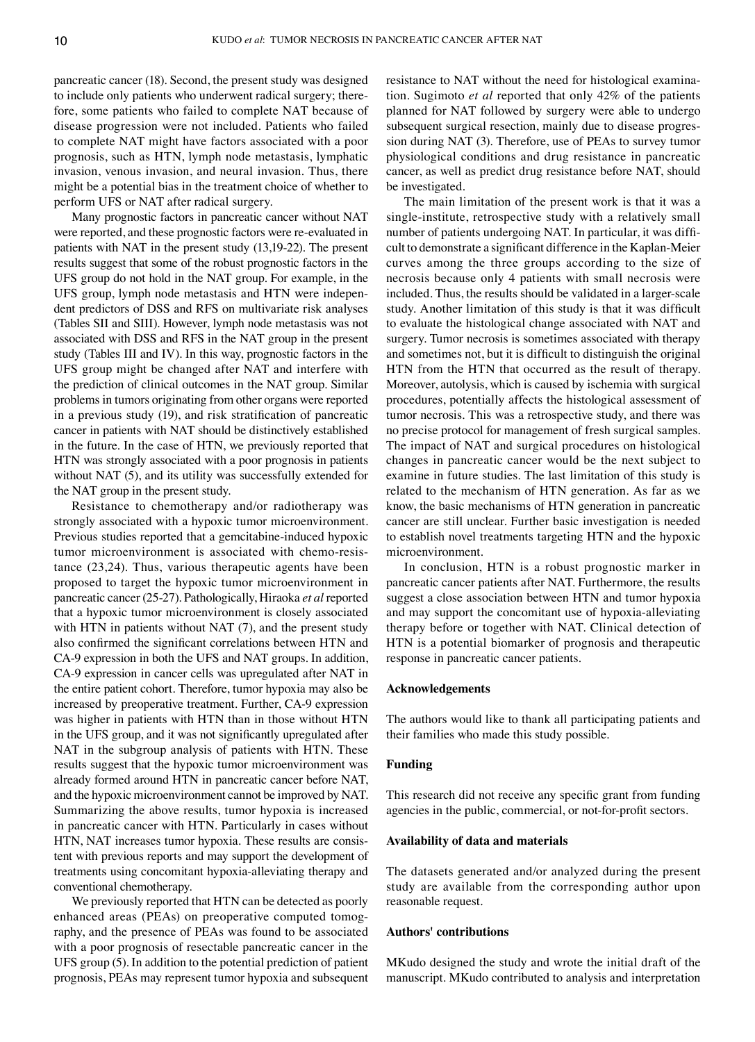pancreatic cancer (18). Second, the present study was designed to include only patients who underwent radical surgery; therefore, some patients who failed to complete NAT because of disease progression were not included. Patients who failed to complete NAT might have factors associated with a poor prognosis, such as HTN, lymph node metastasis, lymphatic invasion, venous invasion, and neural invasion. Thus, there might be a potential bias in the treatment choice of whether to perform UFS or NAT after radical surgery.

Many prognostic factors in pancreatic cancer without NAT were reported, and these prognostic factors were re-evaluated in patients with NAT in the present study (13,19-22). The present results suggest that some of the robust prognostic factors in the UFS group do not hold in the NAT group. For example, in the UFS group, lymph node metastasis and HTN were independent predictors of DSS and RFS on multivariate risk analyses (Tables SII and SIII). However, lymph node metastasis was not associated with DSS and RFS in the NAT group in the present study (Tables III and IV). In this way, prognostic factors in the UFS group might be changed after NAT and interfere with the prediction of clinical outcomes in the NAT group. Similar problems in tumors originating from other organs were reported in a previous study (19), and risk stratification of pancreatic cancer in patients with NAT should be distinctively established in the future. In the case of HTN, we previously reported that HTN was strongly associated with a poor prognosis in patients without NAT (5), and its utility was successfully extended for the NAT group in the present study.

Resistance to chemotherapy and/or radiotherapy was strongly associated with a hypoxic tumor microenvironment. Previous studies reported that a gemcitabine-induced hypoxic tumor microenvironment is associated with chemo-resistance (23,24). Thus, various therapeutic agents have been proposed to target the hypoxic tumor microenvironment in pancreatic cancer (25-27). Pathologically, Hiraoka *et al* reported that a hypoxic tumor microenvironment is closely associated with HTN in patients without NAT (7), and the present study also confirmed the significant correlations between HTN and CA-9 expression in both the UFS and NAT groups. In addition, CA-9 expression in cancer cells was upregulated after NAT in the entire patient cohort. Therefore, tumor hypoxia may also be increased by preoperative treatment. Further, CA-9 expression was higher in patients with HTN than in those without HTN in the UFS group, and it was not significantly upregulated after NAT in the subgroup analysis of patients with HTN. These results suggest that the hypoxic tumor microenvironment was already formed around HTN in pancreatic cancer before NAT, and the hypoxic microenvironment cannot be improved by NAT. Summarizing the above results, tumor hypoxia is increased in pancreatic cancer with HTN. Particularly in cases without HTN, NAT increases tumor hypoxia. These results are consistent with previous reports and may support the development of treatments using concomitant hypoxia-alleviating therapy and conventional chemotherapy.

We previously reported that HTN can be detected as poorly enhanced areas (PEAs) on preoperative computed tomography, and the presence of PEAs was found to be associated with a poor prognosis of resectable pancreatic cancer in the UFS group (5). In addition to the potential prediction of patient prognosis, PEAs may represent tumor hypoxia and subsequent resistance to NAT without the need for histological examination. Sugimoto *et al* reported that only 42% of the patients planned for NAT followed by surgery were able to undergo subsequent surgical resection, mainly due to disease progression during NAT (3). Therefore, use of PEAs to survey tumor physiological conditions and drug resistance in pancreatic cancer, as well as predict drug resistance before NAT, should be investigated.

The main limitation of the present work is that it was a single-institute, retrospective study with a relatively small number of patients undergoing NAT. In particular, it was difficult to demonstrate a significant difference in the Kaplan-Meier curves among the three groups according to the size of necrosis because only 4 patients with small necrosis were included. Thus, the results should be validated in a larger-scale study. Another limitation of this study is that it was difficult to evaluate the histological change associated with NAT and surgery. Tumor necrosis is sometimes associated with therapy and sometimes not, but it is difficult to distinguish the original HTN from the HTN that occurred as the result of therapy. Moreover, autolysis, which is caused by ischemia with surgical procedures, potentially affects the histological assessment of tumor necrosis. This was a retrospective study, and there was no precise protocol for management of fresh surgical samples. The impact of NAT and surgical procedures on histological changes in pancreatic cancer would be the next subject to examine in future studies. The last limitation of this study is related to the mechanism of HTN generation. As far as we know, the basic mechanisms of HTN generation in pancreatic cancer are still unclear. Further basic investigation is needed to establish novel treatments targeting HTN and the hypoxic microenvironment.

In conclusion, HTN is a robust prognostic marker in pancreatic cancer patients after NAT. Furthermore, the results suggest a close association between HTN and tumor hypoxia and may support the concomitant use of hypoxia-alleviating therapy before or together with NAT. Clinical detection of HTN is a potential biomarker of prognosis and therapeutic response in pancreatic cancer patients.

## Acknowledgements

The authors would like to thank all participating patients and their families who made this study possible.

## Funding

This research did not receive any specific grant from funding agencies in the public, commercial, or not-for-profit sectors.

## Availability of data and materials

The datasets generated and/or analyzed during the present study are available from the corresponding author upon reasonable request.

## Authors' contributions

MKudo designed the study and wrote the initial draft of the manuscript. MKudo contributed to analysis and interpretation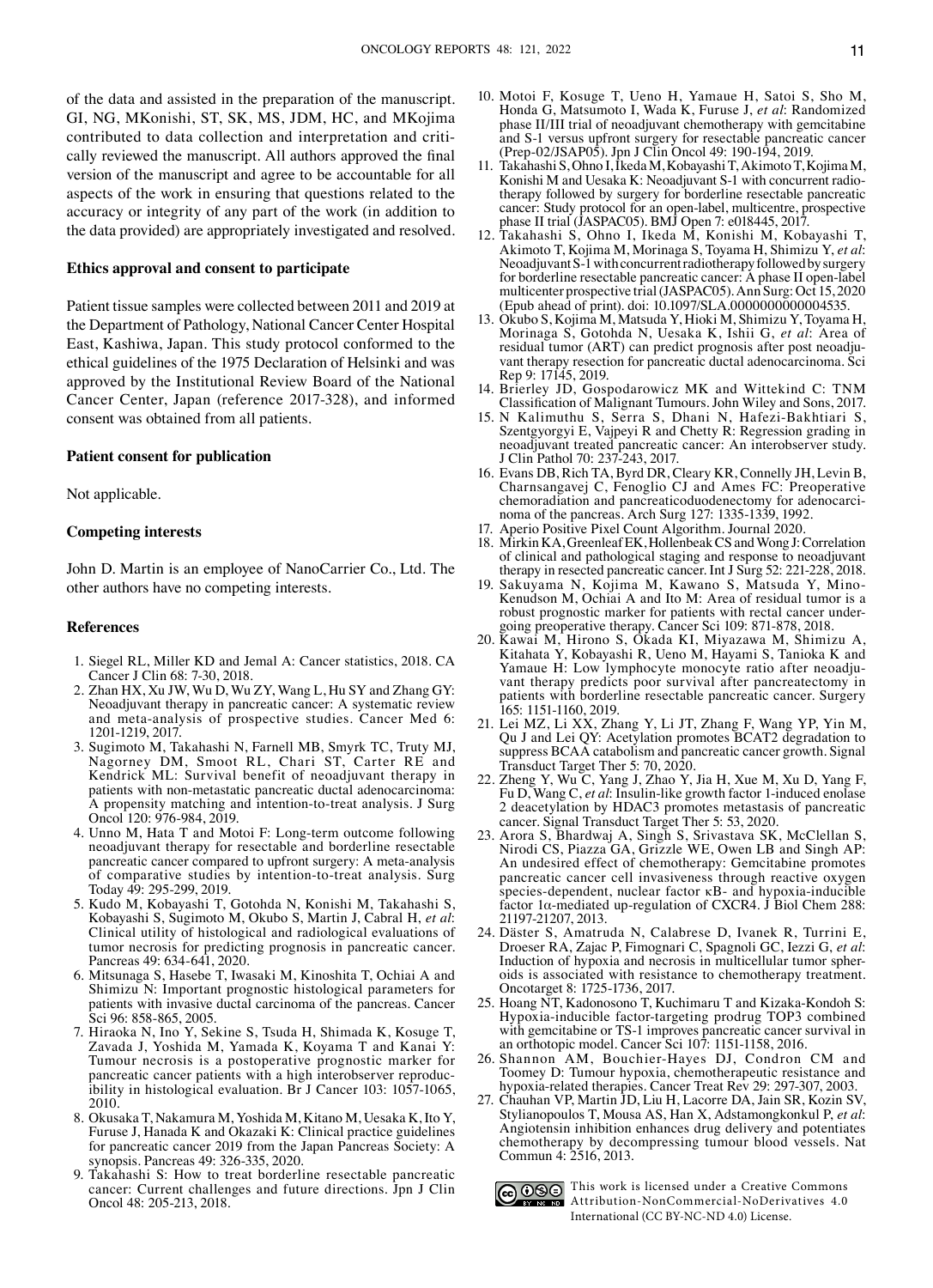of the data and assisted in the preparation of the manuscript. GI, NG, MKonishi, ST, SK, MS, JDM, HC, and MKojima contributed to data collection and interpretation and critically reviewed the manuscript. All authors approved the final version of the manuscript and agree to be accountable for all aspects of the work in ensuring that questions related to the accuracy or integrity of any part of the work (in addition to the data provided) are appropriately investigated and resolved.

## Ethics approval and consent to participate

Patient tissue samples were collected between 2011 and 2019 at the Department of Pathology, National Cancer Center Hospital East, Kashiwa, Japan. This study protocol conformed to the ethical guidelines of the 1975 Declaration of Helsinki and was approved by the Institutional Review Board of the National Cancer Center, Japan (reference 2017-328), and informed consent was obtained from all patients.

## Patient consent for publication

Not applicable.

## Competing interests

John D. Martin is an employee of NanoCarrier Co., Ltd. The other authors have no competing interests.

## References

1. Siegel RL, Miller KD and Jemal A: Cancer statistics, 2018. CA Cancer J Clin 68: 7-30, 2018.
2. Zhan HX, Xu JW, Wu D, Wu ZY, Wang L, Hu SY and Zhang GY: Neoadjuvant therapy in pancreatic cancer: A systematic review and meta-analysis of prospective studies. Cancer Med 6: 1201-1219, 2017.
3. Sugimoto M, Takahashi N, Farnell MB, Smyrk TC, Truty MJ, Nagorney DM, Smoot RL, Chari ST, Carter RE and Kendrick ML: Survival benefit of neoadjuvant therapy in patients with non-metastatic pancreatic ductal adenocarcinoma: A propensity matching and intention-to-treat analysis. J Surg Oncol 120: 976-984, 2019.
4. Unno M, Hata T and Motoi F: Long-term outcome following neoadjuvant therapy for resectable and borderline resectable pancreatic cancer compared to upfront surgery: A meta-analysis of comparative studies by intention-to-treat analysis. Surg Today 49: 295-299, 2019.
5. Kudo M, Kobayashi T, Gotohda N, Konishi M, Takahashi S, Kobayashi S, Sugimoto M, Okubo S, Martin J, Cabral H, *et al*: Clinical utility of histological and radiological evaluations of tumor necrosis for predicting prognosis in pancreatic cancer. Pancreas 49: 634-641, 2020.
6. Mitsunaga S, Hasebe T, Iwasaki M, Kinoshita T, Ochiai A and Shimizu N: Important prognostic histological parameters for patients with invasive ductal carcinoma of the pancreas. Cancer Sci 96: 858-865, 2005.
7. Hiraoka N, Ino Y, Sekine S, Tsuda H, Shimada K, Kosuge T, Zavada J, Yoshida M, Yamada K, Koyama T and Kanai Y: Tumour necrosis is a postoperative prognostic marker for pancreatic cancer patients with a high interobserver reproducibility in histological evaluation. Br J Cancer 103: 1057-1065, 2010.
8. Okusaka T, Nakamura M, Yoshida M, Kitano M, Uesaka K, Ito Y, Furuse J, Hanada K and Okazaki K: Clinical practice guidelines for pancreatic cancer 2019 from the Japan Pancreas Society: A synopsis. Pancreas 49: 326-335, 2020.
9. Takahashi S: How to treat borderline resectable pancreatic cancer: Current challenges and future directions. Jpn J Clin Oncol 48: 205-213, 2018.
10. Motoi F, Kosuge T, Ueno H, Yamaue H, Satoi S, Sho M, Honda G, Matsumoto I, Wada K, Furuse J, *et al*: Randomized phase II/III trial of neoadjuvant chemotherapy with gemcitabine and S-1 versus upfront surgery for resectable pancreatic cancer (Prep-02/JSAP05). Jpn J Clin Oncol 49: 190-194, 2019.
11. Takahashi S, Ohno I, Ikeda M, Kobayashi T, Akimoto T, Kojima M, Konishi M and Uesaka K: Neoadjuvant S-1 with concurrent radiotherapy followed by surgery for borderline resectable pancreatic cancer: Study protocol for an open-label, multicentre, prospective phase II trial (JASPAC05). BMJ Open 7: e018445, 2017.
12. Takahashi S, Ohno I, Ikeda M, Konishi M, Kobayashi T, Akimoto T, Kojima M, Morinaga S, Toyama H, Shimizu Y, *et al*: Neoadjuvant S-1 with concurrent radiotherapy followed by surgery for borderline resectable pancreatic cancer: A phase II open-label multicenter prospective trial (JASPAC05). Ann Surg: Oct 15, 2020 (Epub ahead of print). doi: 10.1097/SLA.0000000000004535.
13. Okubo S, Kojima M, Matsuda Y, Hioki M, Shimizu Y, Toyama H, Morinaga S, Gotohda N, Uesaka K, Ishii G, *et al*: Area of residual tumor (ART) can predict prognosis after post neoadjuvant therapy resection for pancreatic ductal adenocarcinoma. Sci Rep 9: 17145, 2019.
14. Brierley JD, Gospodarowicz MK and Wittekind C: TNM Classification of Malignant Tumours. John Wiley and Sons, 2017.
15. N Kalimuthu S, Serra S, Dhani N, Hafezi-Bakhtiari S, Szentgyorgyi E, Vajpeyi R and Chetty R: Regression grading in neoadjuvant treated pancreatic cancer: An interobserver study. J Clin Pathol 70: 237-243, 2017.
16. Evans DB, Rich TA, Byrd DR, Cleary KR, Connelly JH, Levin B, Charnsangavej C, Fenoglio CJ and Ames FC: Preoperative chemoradiation and pancreaticoduodenectomy for adenocarcinoma of the pancreas. Arch Surg 127: 1335-1339, 1992.
17. Aperio Positive Pixel Count Algorithm. Journal 2020.
18. Mirkin KA, Greenleaf EK, Hollenbeak CS and Wong J: Correlation of clinical and pathological staging and response to neoadjuvant therapy in resected pancreatic cancer. Int J Surg 52: 221-228, 2018.
19. Sakuyama N, Kojima M, Kawano S, Matsuda Y, Mino-Kenudson M, Ochiai A and Ito M: Area of residual tumor is a robust prognostic marker for patients with rectal cancer undergoing preoperative therapy. Cancer Sci 109: 871-878, 2018.
20. Kawai M, Hirono S, Okada KI, Miyazawa M, Shimizu A, Kitahata Y, Kobayashi R, Ueno M, Hayami S, Tanioka K and Yamaue H: Low lymphocyte monocyte ratio after neoadjuvant therapy predicts poor survival after pancreatectomy in patients with borderline resectable pancreatic cancer. Surgery 165: 1151-1160, 2019.
21. Lei MZ, Li XX, Zhang Y, Li JT, Zhang F, Wang YP, Yin M, Qu J and Lei QY: Acetylation promotes BCAT2 degradation to suppress BCAA catabolism and pancreatic cancer growth. Signal Transduct Target Ther 5: 70, 2020.
22. Zheng Y, Wu C, Yang J, Zhao Y, Jia H, Xue M, Xu D, Yang F, Fu D, Wang C, *et al*: Insulin-like growth factor 1-induced enolase 2 deacetylation by HDAC3 promotes metastasis of pancreatic cancer. Signal Transduct Target Ther 5: 53, 2020.
23. Arora S, Bhardwaj A, Singh S, Srivastava SK, McClellan S, Nirodi CS, Piazza GA, Grizzle WE, Owen LB and Singh AP: An undesired effect of chemotherapy: Gemcitabine promotes pancreatic cancer cell invasiveness through reactive oxygen species-dependent, nuclear factor κB- and hypoxia-inducible factor 1α-mediated up-regulation of CXCR4. J Biol Chem 288: 21197-21207, 2013.
24. Däster S, Amatruda N, Calabrese D, Ivanek R, Turrini E, Droeser RA, Zajac P, Fimognari C, Spagnoli GC, Iezzi G, *et al*: Induction of hypoxia and necrosis in multicellular tumor spheroids is associated with resistance to chemotherapy treatment. Oncotarget 8: 1725-1736, 2017.
25. Hoang NT, Kadonosono T, Kuchimaru T and Kizaka-Kondoh S: Hypoxia-inducible factor-targeting prodrug TOP3 combined with gemcitabine or TS-1 improves pancreatic cancer survival in an orthotopic model. Cancer Sci 107: 1151-1158, 2016.
26. Shannon AM, Bouchier-Hayes DJ, Condron CM and Toomey D: Tumour hypoxia, chemotherapeutic resistance and hypoxia-related therapies. Cancer Treat Rev 29: 297-307, 2003.
27. Chauhan VP, Martin JD, Liu H, Lacorre DA, Jain SR, Kozin SV, Stylianopoulos T, Mousa AS, Han X, Adstamongkonkul P, *et al*: Angiotensin inhibition enhances drug delivery and potentiates chemotherapy by decompressing tumour blood vessels. Nat Commun 4: 2516, 2013.

This work is licensed under a Creative Commons Attribution-NonCommercial-NoDerivatives 4.0 International (CC BY-NC-ND 4.0) License.